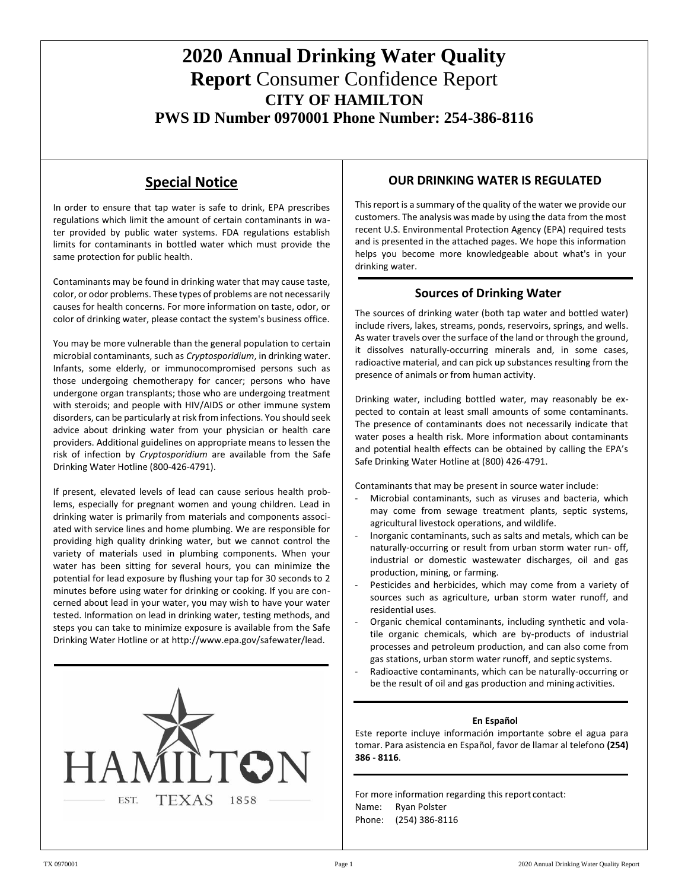# 2020 Annual Drinking Water Quality Report Consumer Confidence Report

## CITY OF HAMILTON

## PWS ID Number 0970001 Phone Number: 254-386-8116

## Special Notice

In order to ensure that tap water is safe to drink, EPA prescribes regulations which limit the amount of certain contaminants in water provided by public water systems. FDA regulations establish limits for contaminants in bottled water which must provide the same protection for public health.

Contaminants may be found in drinking water that may cause taste, color, or odor problems. These types of problems are not necessarily causes for health concerns. For more information on taste, odor, or color of drinking water, please contact the system's business office.

You may be more vulnerable than the general population to certain microbial contaminants, such as *Cryptosporidium*, in drinking water. Infants, some elderly, or immunocompromised persons such as those undergoing chemotherapy for cancer; persons who have undergone organ transplants; those who are undergoing treatment with steroids; and people with HIV/AIDS or other immune system disorders, can be particularly at risk from infections. You should seek advice about drinking water from your physician or health care providers. Additional guidelines on appropriate means to lessen the risk of infection by *Cryptosporidium* are available from the Safe Drinking Water Hotline (800-426-4791).

If present, elevated levels of lead can cause serious health problems, especially for pregnant women and young children. Lead in drinking water is primarily from materials and components associated with service lines and home plumbing. We are responsible for providing high quality drinking water, but we cannot control the variety of materials used in plumbing components. When your water has been sitting for several hours, you can minimize the potential for lead exposure by flushing your tap for 30 seconds to 2 minutes before using water for drinking or cooking. If you are concerned about lead in your water, you may wish to have your water tested. Information on lead in drinking water, testing methods, and steps you can take to minimize exposure is available from the Safe Drinking Water Hotline or at http://www.epa.gov/safewater/lead.

HAMILTON

EST. TEXAS 1858

## OUR DRINKING WATER IS REGULATED

This report is a summary of the quality of the water we provide our customers. The analysis was made by using the data from the most recent U.S. Environmental Protection Agency (EPA) required tests and is presented in the attached pages. We hope this information helps you become more knowledgeable about what's in your drinking water.

## Sources of Drinking Water

The sources of drinking water (both tap water and bottled water) include rivers, lakes, streams, ponds, reservoirs, springs, and wells. As water travels over the surface of the land or through the ground, it dissolves naturally-occurring minerals and, in some cases, radioactive material, and can pick up substances resulting from the presence of animals or from human activity.

Drinking water, including bottled water, may reasonably be expected to contain at least small amounts of some contaminants. The presence of contaminants does not necessarily indicate that water poses a health risk. More information about contaminants and potential health effects can be obtained by calling the EPA's Safe Drinking Water Hotline at (800) 426-4791.

Contaminants that may be present in source water include:

- Microbial contaminants, such as viruses and bacteria, which may come from sewage treatment plants, septic systems, agricultural livestock operations, and wildlife.
- Inorganic contaminants, such as salts and metals, which can be naturally-occurring or result from urban storm water run- off, industrial or domestic wastewater discharges, oil and gas production, mining, or farming.
- Pesticides and herbicides, which may come from a variety of sources such as agriculture, urban storm water runoff, and residential uses.
- Organic chemical contaminants, including synthetic and volatile organic chemicals, which are by-products of industrial processes and petroleum production, and can also come from gas stations, urban storm water runoff, and septic systems.
- Radioactive contaminants, which can be naturally-occurring or be the result of oil and gas production and mining activities.

**En Español**

Este reporte incluye información importante sobre el agua para tomar. Para asistencia en Español, favor de llamar al telefono **(254) 386 - 8116**.

For more information regarding this report contact:

Name: Ryan Polster

Phone: (254) 386-8116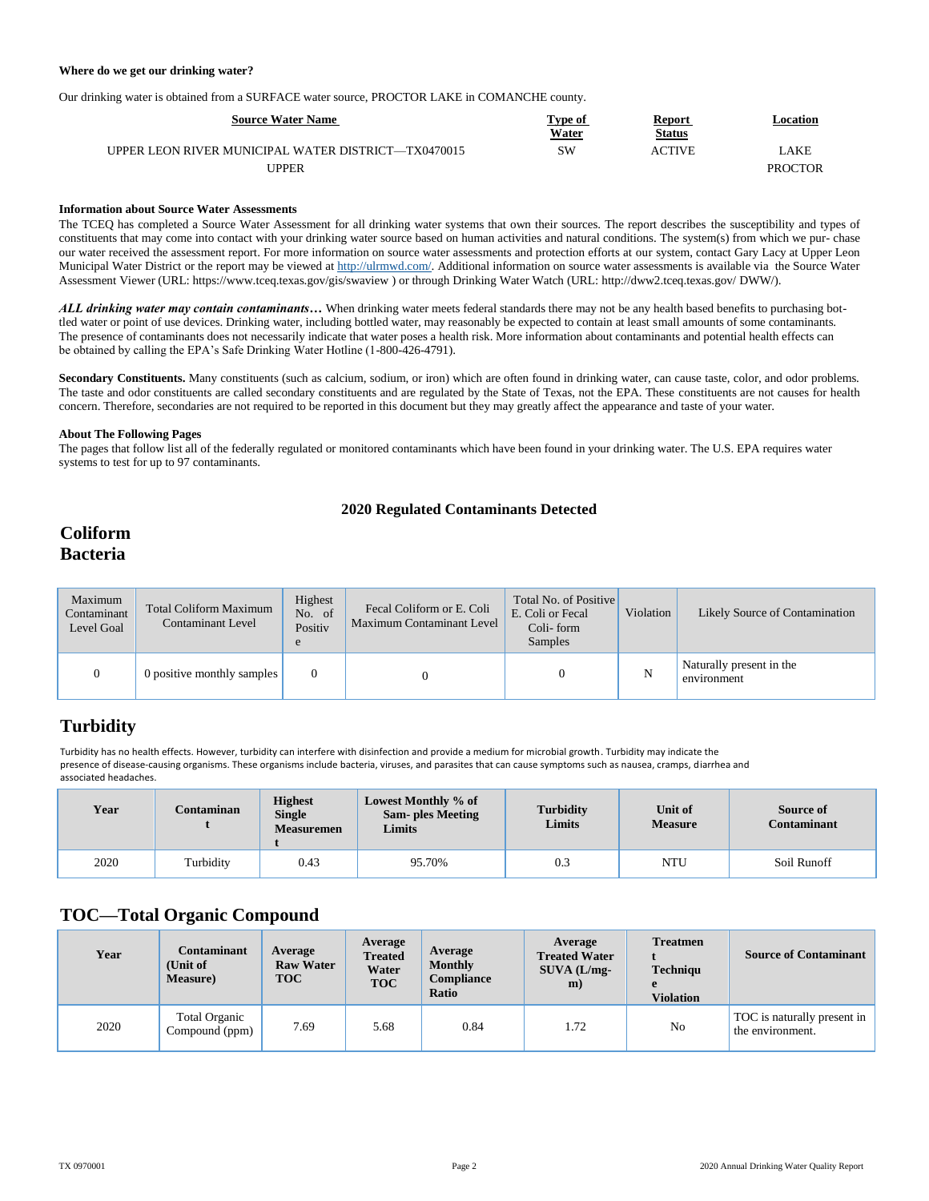**Where do we get our drinking water?**

Our drinking water is obtained from a SURFACE water source, PROCTOR LAKE in COMANCHE county.

| Source Water Name | Type of Water | Report Status | Location |
|---|---|---|---|
| UPPER LEON RIVER MUNICIPAL WATER DISTRICT—TX0470015 UPPER | SW | ACTIVE | LAKE PROCTOR |

**Information about Source Water Assessments**

The TCEQ has completed a Source Water Assessment for all drinking water systems that own their sources. The report describes the susceptibility and types of constituents that may come into contact with your drinking water source based on human activities and natural conditions. The system(s) from which we pur- chase our water received the assessment report. For more information on source water assessments and protection efforts at our system, contact Gary Lacy at Upper Leon Municipal Water District or the report may be viewed at http://ulrmwd.com/. Additional information on source water assessments is available via the Source Water Assessment Viewer (URL: https://www.tceq.texas.gov/gis/swaview ) or through Drinking Water Watch (URL: http://dww2.tceq.texas.gov/ DWW/).

***ALL drinking water may contain contaminants…*** When drinking water meets federal standards there may not be any health based benefits to purchasing bot- tled water or point of use devices. Drinking water, including bottled water, may reasonably be expected to contain at least small amounts of some contaminants. The presence of contaminants does not necessarily indicate that water poses a health risk. More information about contaminants and potential health effects can be obtained by calling the EPA's Safe Drinking Water Hotline (1-800-426-4791).

**Secondary Constituents.** Many constituents (such as calcium, sodium, or iron) which are often found in drinking water, can cause taste, color, and odor problems. The taste and odor constituents are called secondary constituents and are regulated by the State of Texas, not the EPA. These constituents are not causes for health concern. Therefore, secondaries are not required to be reported in this document but they may greatly affect the appearance and taste of your water.

**About The Following Pages**

The pages that follow list all of the federally regulated or monitored contaminants which have been found in your drinking water. The U.S. EPA requires water systems to test for up to 97 contaminants.

## 2020 Regulated Contaminants Detected

## Coliform Bacteria

| Maximum Contaminant Level Goal | Total Coliform Maximum Contaminant Level | Highest No. of Positive | Fecal Coliform or E. Coli Maximum Contaminant Level | Total No. of Positive E. Coli or Fecal Coli- form Samples | Violation | Likely Source of Contamination |
|---|---|---|---|---|---|---|
| 0 | 0 positive monthly samples | 0 | 0 | 0 | N | Naturally present in the environment |

## Turbidity

Turbidity has no health effects. However, turbidity can interfere with disinfection and provide a medium for microbial growth. Turbidity may indicate the presence of disease-causing organisms. These organisms include bacteria, viruses, and parasites that can cause symptoms such as nausea, cramps, diarrhea and associated headaches.

| Year | Contaminant | Highest Single Measurement | Lowest Monthly % of Sam- ples Meeting Limits | Turbidity Limits | Unit of Measure | Source of Contaminant |
|---|---|---|---|---|---|---|
| 2020 | Turbidity | 0.43 | 95.70% | 0.3 | NTU | Soil Runoff |

## TOC—Total Organic Compound

| Year | Contaminant (Unit of Measure) | Average Raw Water TOC | Average Treated Water TOC | Average Monthly Compliance Ratio | Average Treated Water SUVA (L/mg-m) | Treatment Technique Violation | Source of Contaminant |
|---|---|---|---|---|---|---|---|
| 2020 | Total Organic Compound (ppm) | 7.69 | 5.68 | 0.84 | 1.72 | No | TOC is naturally present in the environment. |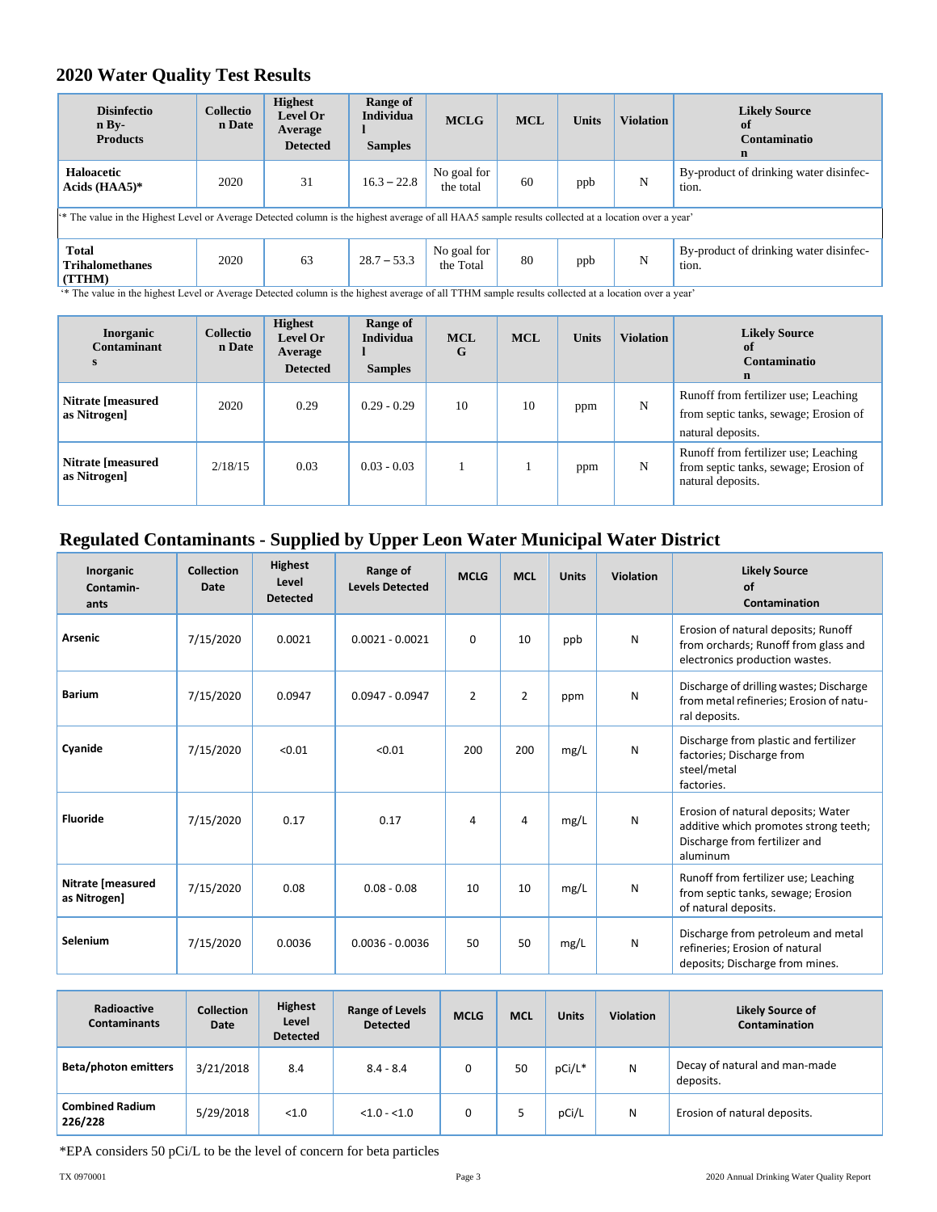## 2020 Water Quality Test Results

| Disinfection By-Products | Collection Date | Highest Level Or Average Detected | Range of Individual Samples | MCLG | MCL | Units | Violation | Likely Source of Contamination |
|---|---|---|---|---|---|---|---|---|
| Haloacetic Acids (HAA5)* | 2020 | 31 | 16.3 – 22.8 | No goal for the total | 60 | ppb | N | By-product of drinking water disinfection. |
| '* The value in the Highest Level or Average Detected column is the highest average of all HAA5 sample results collected at a location over a year' | | | | | | | | |
| Total Trihalomethanes (TTHM) | 2020 | 63 | 28.7 – 53.3 | No goal for the Total | 80 | ppb | N | By-product of drinking water disinfection. |

'* The value in the highest Level or Average Detected column is the highest average of all TTHM sample results collected at a location over a year'

| Inorganic Contaminants | Collection Date | Highest Level Or Average Detected | Range of Individual Samples | MCLG | MCL | Units | Violation | Likely Source of Contamination |
|---|---|---|---|---|---|---|---|---|
| Nitrate [measured as Nitrogen] | 2020 | 0.29 | 0.29 - 0.29 | 10 | 10 | ppm | N | Runoff from fertilizer use; Leaching from septic tanks, sewage; Erosion of natural deposits. |
| Nitrate [measured as Nitrogen] | 2/18/15 | 0.03 | 0.03 - 0.03 | 1 | 1 | ppm | N | Runoff from fertilizer use; Leaching from septic tanks, sewage; Erosion of natural deposits. |

## Regulated Contaminants - Supplied by Upper Leon Water Municipal Water District

| Inorganic Contaminants | Collection Date | Highest Level Detected | Range of Levels Detected | MCLG | MCL | Units | Violation | Likely Source of Contamination |
|---|---|---|---|---|---|---|---|---|
| Arsenic | 7/15/2020 | 0.0021 | 0.0021 - 0.0021 | 0 | 10 | ppb | N | Erosion of natural deposits; Runoff from orchards; Runoff from glass and electronics production wastes. |
| Barium | 7/15/2020 | 0.0947 | 0.0947 - 0.0947 | 2 | 2 | ppm | N | Discharge of drilling wastes; Discharge from metal refineries; Erosion of natural deposits. |
| Cyanide | 7/15/2020 | <0.01 | <0.01 | 200 | 200 | mg/L | N | Discharge from plastic and fertilizer factories; Discharge from steel/metal factories. |
| Fluoride | 7/15/2020 | 0.17 | 0.17 | 4 | 4 | mg/L | N | Erosion of natural deposits; Water additive which promotes strong teeth; Discharge from fertilizer and aluminum |
| Nitrate [measured as Nitrogen] | 7/15/2020 | 0.08 | 0.08 - 0.08 | 10 | 10 | mg/L | N | Runoff from fertilizer use; Leaching from septic tanks, sewage; Erosion of natural deposits. |
| Selenium | 7/15/2020 | 0.0036 | 0.0036 - 0.0036 | 50 | 50 | mg/L | N | Discharge from petroleum and metal refineries; Erosion of natural deposits; Discharge from mines. |

| Radioactive Contaminants | Collection Date | Highest Level Detected | Range of Levels Detected | MCLG | MCL | Units | Violation | Likely Source of Contamination |
|---|---|---|---|---|---|---|---|---|
| Beta/photon emitters | 3/21/2018 | 8.4 | 8.4 - 8.4 | 0 | 50 | pCi/L* | N | Decay of natural and man-made deposits. |
| Combined Radium 226/228 | 5/29/2018 | <1.0 | <1.0 - <1.0 | 0 | 5 | pCi/L | N | Erosion of natural deposits. |

*EPA considers 50 pCi/L to be the level of concern for beta particles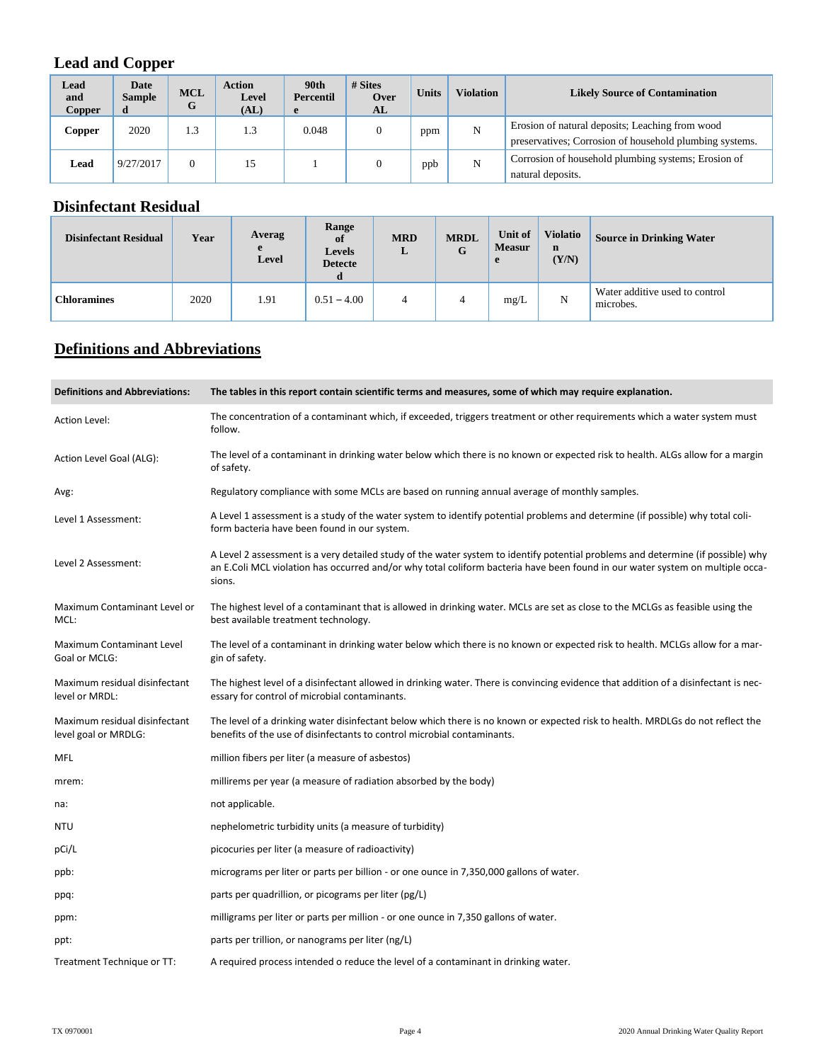## Lead and Copper

| Lead and Copper | Date Sampled | MCLG | Action Level (AL) | 90th Percentile | # Sites Over AL | Units | Violation | Likely Source of Contamination |
|---|---|---|---|---|---|---|---|---|
| **Copper** | 2020 | 1.3 | 1.3 | 0.048 | 0 | ppm | N | Erosion of natural deposits; Leaching from wood preservatives; Corrosion of household plumbing systems. |
| **Lead** | 9/27/2017 | 0 | 15 | 1 | 0 | ppb | N | Corrosion of household plumbing systems; Erosion of natural deposits. |

## Disinfectant Residual

| Disinfectant Residual | Year | Average Level | Range of Levels Detected | MRDL | MRDLG | Unit of Measure | Violation (Y/N) | Source in Drinking Water |
|---|---|---|---|---|---|---|---|---|
| **Chloramines** | 2020 | 1.91 | 0.51 – 4.00 | 4 | 4 | mg/L | N | Water additive used to control microbes. |

## Definitions and Abbreviations

| **Definitions and Abbreviations:** | **The tables in this report contain scientific terms and measures, some of which may require explanation.** |
|---|---|
| Action Level: | The concentration of a contaminant which, if exceeded, triggers treatment or other requirements which a water system must follow. |
| Action Level Goal (ALG): | The level of a contaminant in drinking water below which there is no known or expected risk to health. ALGs allow for a margin of safety. |
| Avg: | Regulatory compliance with some MCLs are based on running annual average of monthly samples. |
| Level 1 Assessment: | A Level 1 assessment is a study of the water system to identify potential problems and determine (if possible) why total coliform bacteria have been found in our system. |
| Level 2 Assessment: | A Level 2 assessment is a very detailed study of the water system to identify potential problems and determine (if possible) why an E.Coli MCL violation has occurred and/or why total coliform bacteria have been found in our water system on multiple occasions. |
| Maximum Contaminant Level or MCL: | The highest level of a contaminant that is allowed in drinking water. MCLs are set as close to the MCLGs as feasible using the best available treatment technology. |
| Maximum Contaminant Level Goal or MCLG: | The level of a contaminant in drinking water below which there is no known or expected risk to health. MCLGs allow for a margin of safety. |
| Maximum residual disinfectant level or MRDL: | The highest level of a disinfectant allowed in drinking water. There is convincing evidence that addition of a disinfectant is necessary for control of microbial contaminants. |
| Maximum residual disinfectant level goal or MRDLG: | The level of a drinking water disinfectant below which there is no known or expected risk to health. MRDLGs do not reflect the benefits of the use of disinfectants to control microbial contaminants. |
| MFL | million fibers per liter (a measure of asbestos) |
| mrem: | millirems per year (a measure of radiation absorbed by the body) |
| na: | not applicable. |
| NTU | nephelometric turbidity units (a measure of turbidity) |
| pCi/L | picocuries per liter (a measure of radioactivity) |
| ppb: | micrograms per liter or parts per billion - or one ounce in 7,350,000 gallons of water. |
| ppq: | parts per quadrillion, or picograms per liter (pg/L) |
| ppm: | milligrams per liter or parts per million - or one ounce in 7,350 gallons of water. |
| ppt: | parts per trillion, or nanograms per liter (ng/L) |
| Treatment Technique or TT: | A required process intended o reduce the level of a contaminant in drinking water. |